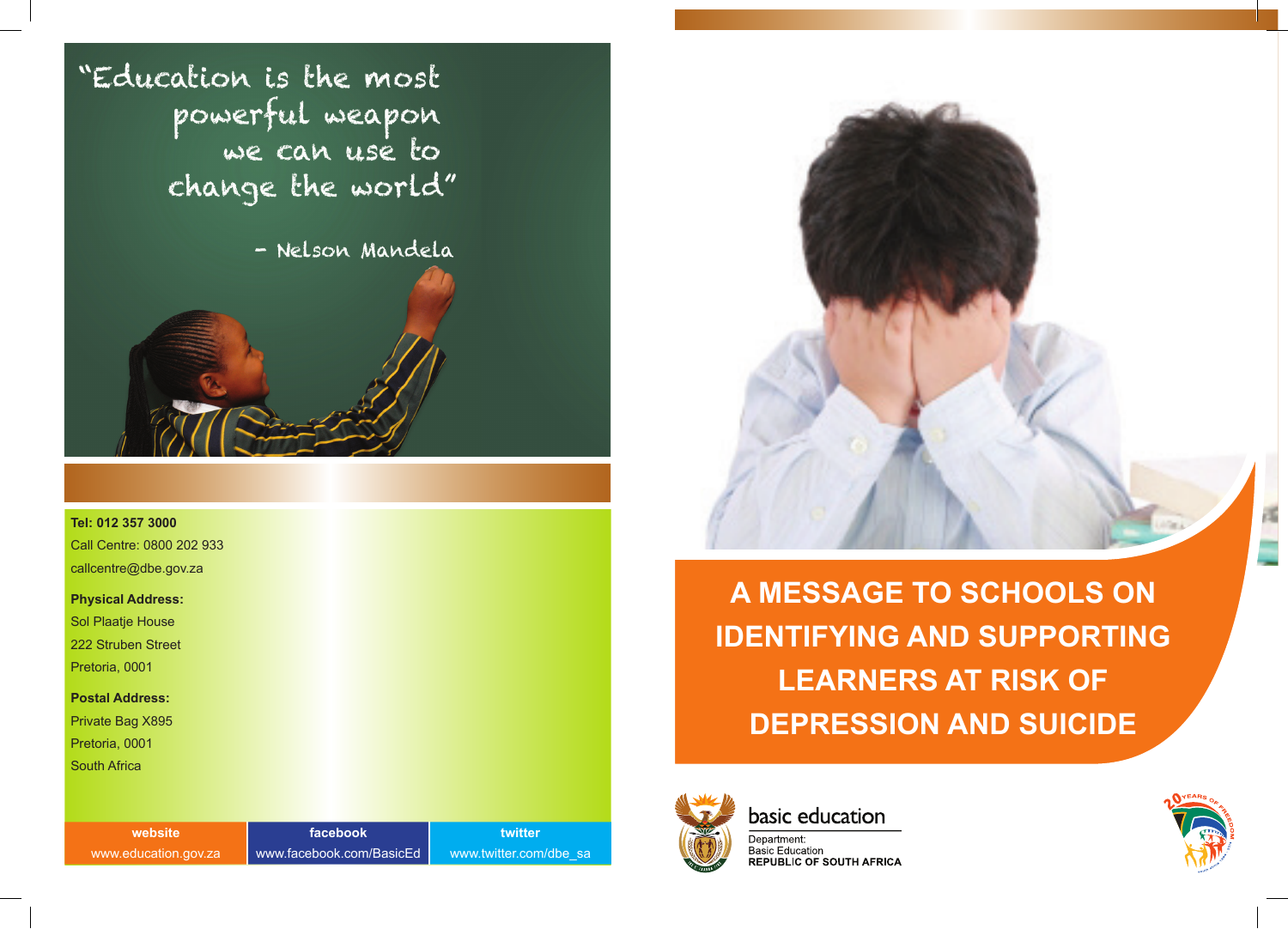"Education is the most powerful weapon we can use to change the world"

– Nelson Mandela

**Tel: 012 357 3000**

Call Centre: 0800 202 933

callcentre@dbe.gov.za

**Physical Address:**

Sol Plaatje House

222 Struben Street

Pretoria, 0001

**Postal Address:**

Private Bag X895

Pretoria, 0001

South Africa

| website | facebook | twitter |
| --- | --- | --- |
| www.education.gov.za | www.facebook.com/BasicEd | www.twitter.com/dbe_sa |

# A MESSAGE TO SCHOOLS ON IDENTIFYING AND SUPPORTING LEARNERS AT RISK OF DEPRESSION AND SUICIDE

basic education

Department:
Basic Education
REPUBLIC OF SOUTH AFRICA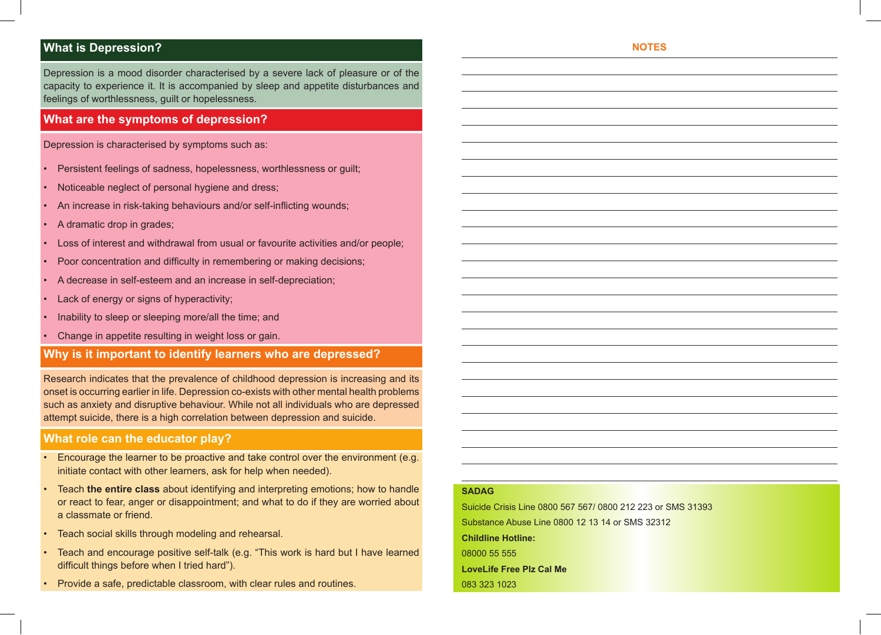## What is Depression?

Depression is a mood disorder characterised by a severe lack of pleasure or of the capacity to experience it. It is accompanied by sleep and appetite disturbances and feelings of worthlessness, guilt or hopelessness.

## What are the symptoms of depression?

Depression is characterised by symptoms such as:

- Persistent feelings of sadness, hopelessness, worthlessness or guilt;
- Noticeable neglect of personal hygiene and dress;
- An increase in risk-taking behaviours and/or self-inflicting wounds;
- A dramatic drop in grades;
- Loss of interest and withdrawal from usual or favourite activities and/or people;
- Poor concentration and difficulty in remembering or making decisions;
- A decrease in self-esteem and an increase in self-depreciation;
- Lack of energy or signs of hyperactivity;
- Inability to sleep or sleeping more/all the time; and
- Change in appetite resulting in weight loss or gain.

## Why is it important to identify learners who are depressed?

Research indicates that the prevalence of childhood depression is increasing and its onset is occurring earlier in life. Depression co-exists with other mental health problems such as anxiety and disruptive behaviour. While not all individuals who are depressed attempt suicide, there is a high correlation between depression and suicide.

## What role can the educator play?

- Encourage the learner to be proactive and take control over the environment (e.g. initiate contact with other learners, ask for help when needed).
- Teach **the entire class** about identifying and interpreting emotions; how to handle or react to fear, anger or disappointment; and what to do if they are worried about a classmate or friend.
- Teach social skills through modeling and rehearsal.
- Teach and encourage positive self-talk (e.g. "This work is hard but I have learned difficult things before when I tried hard").
- Provide a safe, predictable classroom, with clear rules and routines.

## NOTES

**SADAG**

Suicide Crisis Line 0800 567 567/ 0800 212 223 or SMS 31393

Substance Abuse Line 0800 12 13 14 or SMS 32312

**Childline Hotline:**

08000 55 555

**LoveLife Free Plz Cal Me**

083 323 1023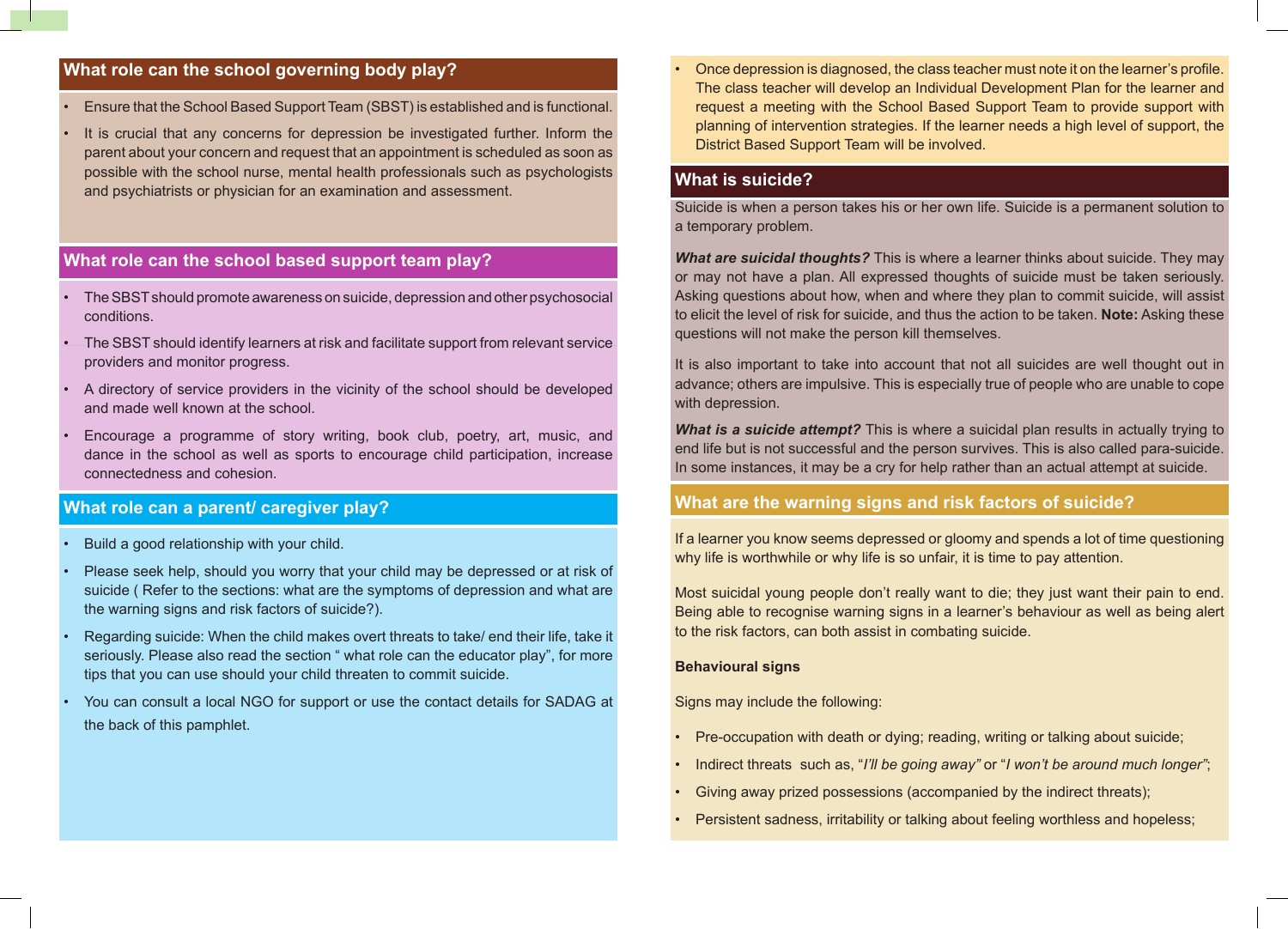## What role can the school governing body play?

- Ensure that the School Based Support Team (SBST) is established and is functional.
- It is crucial that any concerns for depression be investigated further. Inform the parent about your concern and request that an appointment is scheduled as soon as possible with the school nurse, mental health professionals such as psychologists and psychiatrists or physician for an examination and assessment.

## What role can the school based support team play?

- The SBST should promote awareness on suicide, depression and other psychosocial conditions.
- The SBST should identify learners at risk and facilitate support from relevant service providers and monitor progress.
- A directory of service providers in the vicinity of the school should be developed and made well known at the school.
- Encourage a programme of story writing, book club, poetry, art, music, and dance in the school as well as sports to encourage child participation, increase connectedness and cohesion.

## What role can a parent/ caregiver play?

- Build a good relationship with your child.
- Please seek help, should you worry that your child may be depressed or at risk of suicide ( Refer to the sections: what are the symptoms of depression and what are the warning signs and risk factors of suicide?).
- Regarding suicide: When the child makes overt threats to take/ end their life, take it seriously. Please also read the section " what role can the educator play", for more tips that you can use should your child threaten to commit suicide.
- You can consult a local NGO for support or use the contact details for SADAG at the back of this pamphlet.

- Once depression is diagnosed, the class teacher must note it on the learner's profile. The class teacher will develop an Individual Development Plan for the learner and request a meeting with the School Based Support Team to provide support with planning of intervention strategies. If the learner needs a high level of support, the District Based Support Team will be involved.

## What is suicide?

Suicide is when a person takes his or her own life. Suicide is a permanent solution to a temporary problem.

***What are suicidal thoughts?*** This is where a learner thinks about suicide. They may or may not have a plan. All expressed thoughts of suicide must be taken seriously. Asking questions about how, when and where they plan to commit suicide, will assist to elicit the level of risk for suicide, and thus the action to be taken. **Note:** Asking these questions will not make the person kill themselves.

It is also important to take into account that not all suicides are well thought out in advance; others are impulsive. This is especially true of people who are unable to cope with depression.

***What is a suicide attempt?*** This is where a suicidal plan results in actually trying to end life but is not successful and the person survives. This is also called para-suicide. In some instances, it may be a cry for help rather than an actual attempt at suicide.

## What are the warning signs and risk factors of suicide?

If a learner you know seems depressed or gloomy and spends a lot of time questioning why life is worthwhile or why life is so unfair, it is time to pay attention.

Most suicidal young people don't really want to die; they just want their pain to end. Being able to recognise warning signs in a learner's behaviour as well as being alert to the risk factors, can both assist in combating suicide.

**Behavioural signs**

Signs may include the following:

- Pre-occupation with death or dying; reading, writing or talking about suicide;
- Indirect threats such as, "*I'll be going away*" or "*I won't be around much longer*";
- Giving away prized possessions (accompanied by the indirect threats);
- Persistent sadness, irritability or talking about feeling worthless and hopeless;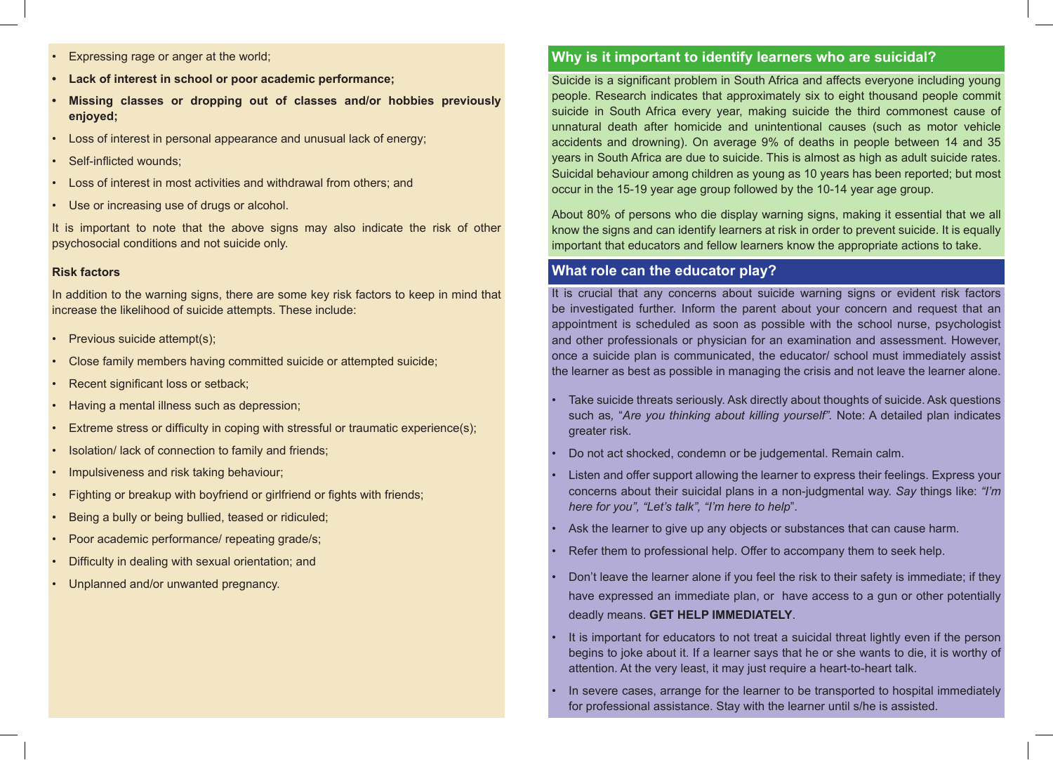- Expressing rage or anger at the world;
- **Lack of interest in school or poor academic performance;**
- **Missing classes or dropping out of classes and/or hobbies previously enjoyed;**
- Loss of interest in personal appearance and unusual lack of energy;
- Self-inflicted wounds;
- Loss of interest in most activities and withdrawal from others; and
- Use or increasing use of drugs or alcohol.

It is important to note that the above signs may also indicate the risk of other psychosocial conditions and not suicide only.

### Risk factors

In addition to the warning signs, there are some key risk factors to keep in mind that increase the likelihood of suicide attempts. These include:

- Previous suicide attempt(s);
- Close family members having committed suicide or attempted suicide;
- Recent significant loss or setback;
- Having a mental illness such as depression;
- Extreme stress or difficulty in coping with stressful or traumatic experience(s);
- Isolation/ lack of connection to family and friends;
- Impulsiveness and risk taking behaviour;
- Fighting or breakup with boyfriend or girlfriend or fights with friends;
- Being a bully or being bullied, teased or ridiculed;
- Poor academic performance/ repeating grade/s;
- Difficulty in dealing with sexual orientation; and
- Unplanned and/or unwanted pregnancy.

## Why is it important to identify learners who are suicidal?

Suicide is a significant problem in South Africa and affects everyone including young people. Research indicates that approximately six to eight thousand people commit suicide in South Africa every year, making suicide the third commonest cause of unnatural death after homicide and unintentional causes (such as motor vehicle accidents and drowning). On average 9% of deaths in people between 14 and 35 years in South Africa are due to suicide. This is almost as high as adult suicide rates. Suicidal behaviour among children as young as 10 years has been reported; but most occur in the 15-19 year age group followed by the 10-14 year age group.

About 80% of persons who die display warning signs, making it essential that we all know the signs and can identify learners at risk in order to prevent suicide. It is equally important that educators and fellow learners know the appropriate actions to take.

## What role can the educator play?

It is crucial that any concerns about suicide warning signs or evident risk factors be investigated further. Inform the parent about your concern and request that an appointment is scheduled as soon as possible with the school nurse, psychologist and other professionals or physician for an examination and assessment. However, once a suicide plan is communicated, the educator/ school must immediately assist the learner as best as possible in managing the crisis and not leave the learner alone.

- Take suicide threats seriously. Ask directly about thoughts of suicide. Ask questions such as, "*Are you thinking about killing yourself*". Note: A detailed plan indicates greater risk.
- Do not act shocked, condemn or be judgemental. Remain calm.
- Listen and offer support allowing the learner to express their feelings. Express your concerns about their suicidal plans in a non-judgmental way. *Say* things like: *"I'm here for you", "Let's talk", "I'm here to help"*.
- Ask the learner to give up any objects or substances that can cause harm.
- Refer them to professional help. Offer to accompany them to seek help.
- Don't leave the learner alone if you feel the risk to their safety is immediate; if they have expressed an immediate plan, or have access to a gun or other potentially deadly means. **GET HELP IMMEDIATELY**.
- It is important for educators to not treat a suicidal threat lightly even if the person begins to joke about it. If a learner says that he or she wants to die, it is worthy of attention. At the very least, it may just require a heart-to-heart talk.
- In severe cases, arrange for the learner to be transported to hospital immediately for professional assistance. Stay with the learner until s/he is assisted.